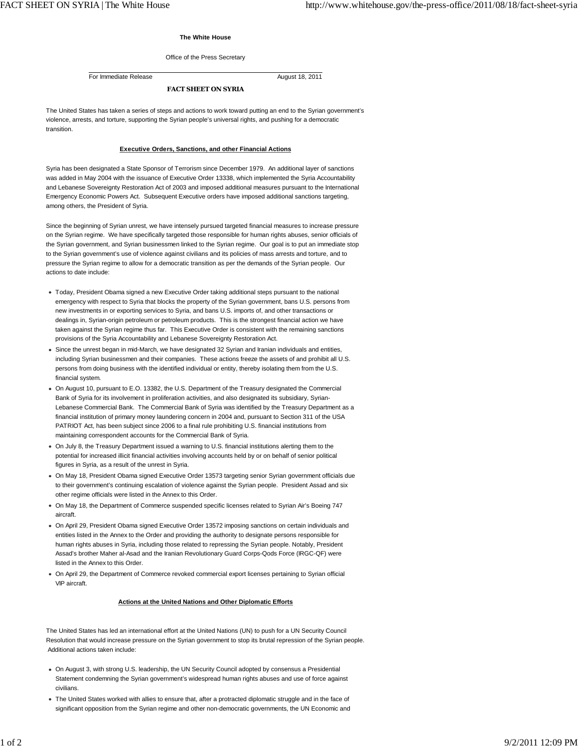**The White House**

Office of the Press Secretary

For Immediate Release — August 18, 2011

# FACT SHEET ON SYRIA

The United States has taken a series of steps and actions to work toward putting an end to the Syrian government's violence, arrests, and torture, supporting the Syrian people's universal rights, and pushing for a democratic transition.

## Executive Orders, Sanctions, and other Financial Actions

Syria has been designated a State Sponsor of Terrorism since December 1979. An additional layer of sanctions was added in May 2004 with the issuance of Executive Order 13338, which implemented the Syria Accountability and Lebanese Sovereignty Restoration Act of 2003 and imposed additional measures pursuant to the International Emergency Economic Powers Act. Subsequent Executive orders have imposed additional sanctions targeting, among others, the President of Syria.

Since the beginning of Syrian unrest, we have intensely pursued targeted financial measures to increase pressure on the Syrian regime. We have specifically targeted those responsible for human rights abuses, senior officials of the Syrian government, and Syrian businessmen linked to the Syrian regime. Our goal is to put an immediate stop to the Syrian government's use of violence against civilians and its policies of mass arrests and torture, and to pressure the Syrian regime to allow for a democratic transition as per the demands of the Syrian people. Our actions to date include:

- Today, President Obama signed a new Executive Order taking additional steps pursuant to the national emergency with respect to Syria that blocks the property of the Syrian government, bans U.S. persons from new investments in or exporting services to Syria, and bans U.S. imports of, and other transactions or dealings in, Syrian-origin petroleum or petroleum products. This is the strongest financial action we have taken against the Syrian regime thus far. This Executive Order is consistent with the remaining sanctions provisions of the Syria Accountability and Lebanese Sovereignty Restoration Act.
- Since the unrest began in mid-March, we have designated 32 Syrian and Iranian individuals and entities, including Syrian businessmen and their companies. These actions freeze the assets of and prohibit all U.S. persons from doing business with the identified individual or entity, thereby isolating them from the U.S. financial system.
- On August 10, pursuant to E.O. 13382, the U.S. Department of the Treasury designated the Commercial Bank of Syria for its involvement in proliferation activities, and also designated its subsidiary, Syrian-Lebanese Commercial Bank. The Commercial Bank of Syria was identified by the Treasury Department as a financial institution of primary money laundering concern in 2004 and, pursuant to Section 311 of the USA PATRIOT Act, has been subject since 2006 to a final rule prohibiting U.S. financial institutions from maintaining correspondent accounts for the Commercial Bank of Syria.
- On July 8, the Treasury Department issued a warning to U.S. financial institutions alerting them to the potential for increased illicit financial activities involving accounts held by or on behalf of senior political figures in Syria, as a result of the unrest in Syria.
- On May 18, President Obama signed Executive Order 13573 targeting senior Syrian government officials due to their government's continuing escalation of violence against the Syrian people. President Assad and six other regime officials were listed in the Annex to this Order.
- On May 18, the Department of Commerce suspended specific licenses related to Syrian Air's Boeing 747 aircraft.
- On April 29, President Obama signed Executive Order 13572 imposing sanctions on certain individuals and entities listed in the Annex to the Order and providing the authority to designate persons responsible for human rights abuses in Syria, including those related to repressing the Syrian people. Notably, President Assad's brother Maher al-Asad and the Iranian Revolutionary Guard Corps-Qods Force (IRGC-QF) were listed in the Annex to this Order.
- On April 29, the Department of Commerce revoked commercial export licenses pertaining to Syrian official VIP aircraft.

## Actions at the United Nations and Other Diplomatic Efforts

The United States has led an international effort at the United Nations (UN) to push for a UN Security Council Resolution that would increase pressure on the Syrian government to stop its brutal repression of the Syrian people. Additional actions taken include:

- On August 3, with strong U.S. leadership, the UN Security Council adopted by consensus a Presidential Statement condemning the Syrian government's widespread human rights abuses and use of force against civilians.
- The United States worked with allies to ensure that, after a protracted diplomatic struggle and in the face of significant opposition from the Syrian regime and other non-democratic governments, the UN Economic and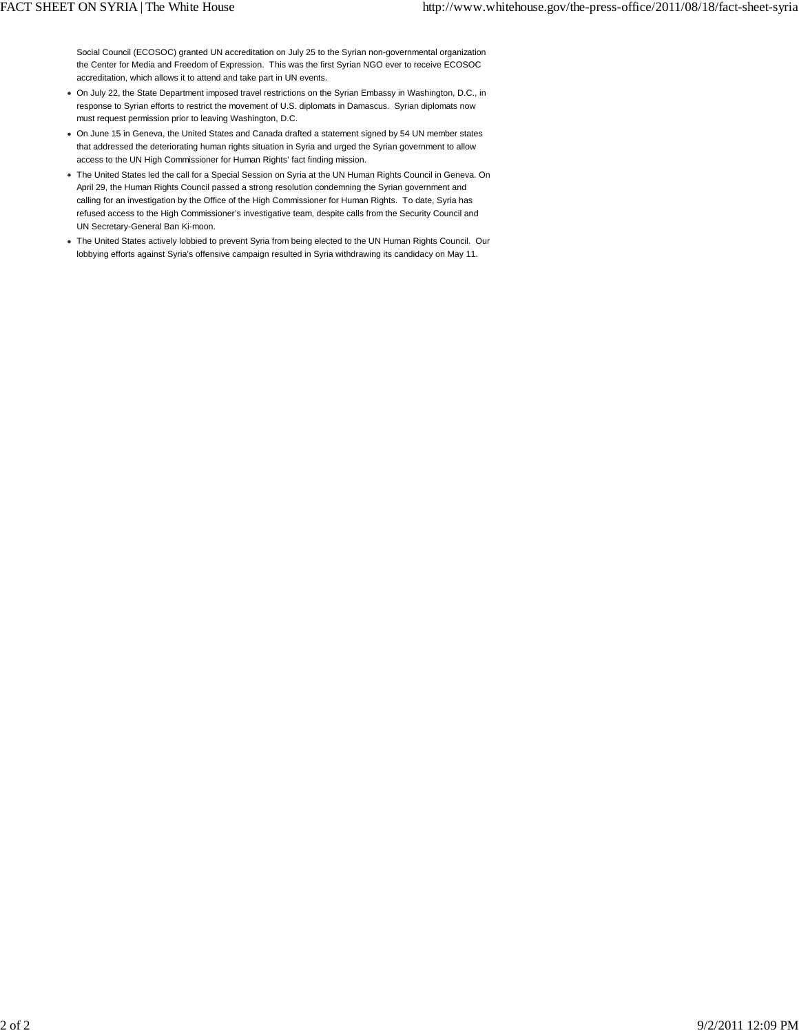Social Council (ECOSOC) granted UN accreditation on July 25 to the Syrian non-governmental organization the Center for Media and Freedom of Expression. This was the first Syrian NGO ever to receive ECOSOC accreditation, which allows it to attend and take part in UN events.

- On July 22, the State Department imposed travel restrictions on the Syrian Embassy in Washington, D.C., in response to Syrian efforts to restrict the movement of U.S. diplomats in Damascus. Syrian diplomats now must request permission prior to leaving Washington, D.C.
- On June 15 in Geneva, the United States and Canada drafted a statement signed by 54 UN member states that addressed the deteriorating human rights situation in Syria and urged the Syrian government to allow access to the UN High Commissioner for Human Rights' fact finding mission.
- The United States led the call for a Special Session on Syria at the UN Human Rights Council in Geneva. On April 29, the Human Rights Council passed a strong resolution condemning the Syrian government and calling for an investigation by the Office of the High Commissioner for Human Rights. To date, Syria has refused access to the High Commissioner's investigative team, despite calls from the Security Council and UN Secretary-General Ban Ki-moon.
- The United States actively lobbied to prevent Syria from being elected to the UN Human Rights Council. Our lobbying efforts against Syria's offensive campaign resulted in Syria withdrawing its candidacy on May 11.